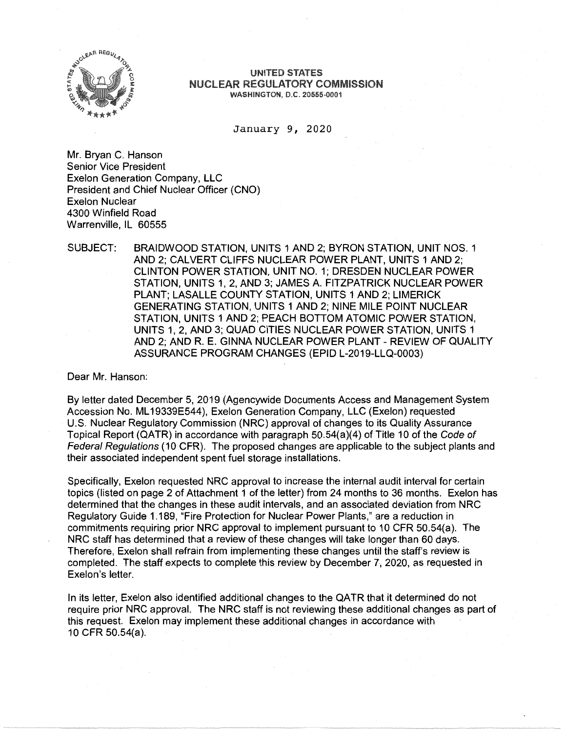**UNITED STATES**
**NUCLEAR REGULATORY COMMISSION**
WASHINGTON, D.C. 20555-0001

January 9, 2020

Mr. Bryan C. Hanson
Senior Vice President
Exelon Generation Company, LLC
President and Chief Nuclear Officer (CNO)
Exelon Nuclear
4300 Winfield Road
Warrenville, IL 60555

SUBJECT: BRAIDWOOD STATION, UNITS 1 AND 2; BYRON STATION, UNIT NOS. 1 AND 2; CALVERT CLIFFS NUCLEAR POWER PLANT, UNITS 1 AND 2; CLINTON POWER STATION, UNIT NO. 1; DRESDEN NUCLEAR POWER STATION, UNITS 1, 2, AND 3; JAMES A. FITZPATRICK NUCLEAR POWER PLANT; LASALLE COUNTY STATION, UNITS 1 AND 2; LIMERICK GENERATING STATION, UNITS 1 AND 2; NINE MILE POINT NUCLEAR STATION, UNITS 1 AND 2; PEACH BOTTOM ATOMIC POWER STATION, UNITS 1, 2, AND 3; QUAD CITIES NUCLEAR POWER STATION, UNITS 1 AND 2; AND R. E. GINNA NUCLEAR POWER PLANT - REVIEW OF QUALITY ASSURANCE PROGRAM CHANGES (EPID L-2019-LLQ-0003)

Dear Mr. Hanson:

By letter dated December 5, 2019 (Agencywide Documents Access and Management System Accession No. ML19339E544), Exelon Generation Company, LLC (Exelon) requested U.S. Nuclear Regulatory Commission (NRC) approval of changes to its Quality Assurance Topical Report (QATR) in accordance with paragraph 50.54(a)(4) of Title 10 of the *Code of Federal Regulations* (10 CFR). The proposed changes are applicable to the subject plants and their associated independent spent fuel storage installations.

Specifically, Exelon requested NRC approval to increase the internal audit interval for certain topics (listed on page 2 of Attachment 1 of the letter) from 24 months to 36 months. Exelon has determined that the changes in these audit intervals, and an associated deviation from NRC Regulatory Guide 1.189, "Fire Protection for Nuclear Power Plants," are a reduction in commitments requiring prior NRC approval to implement pursuant to 10 CFR 50.54(a). The NRC staff has determined that a review of these changes will take longer than 60 days. Therefore, Exelon shall refrain from implementing these changes until the staff's review is completed. The staff expects to complete this review by December 7, 2020, as requested in Exelon's letter.

In its letter, Exelon also identified additional changes to the QATR that it determined do not require prior NRC approval. The NRC staff is not reviewing these additional changes as part of this request. Exelon may implement these additional changes in accordance with 10 CFR 50.54(a).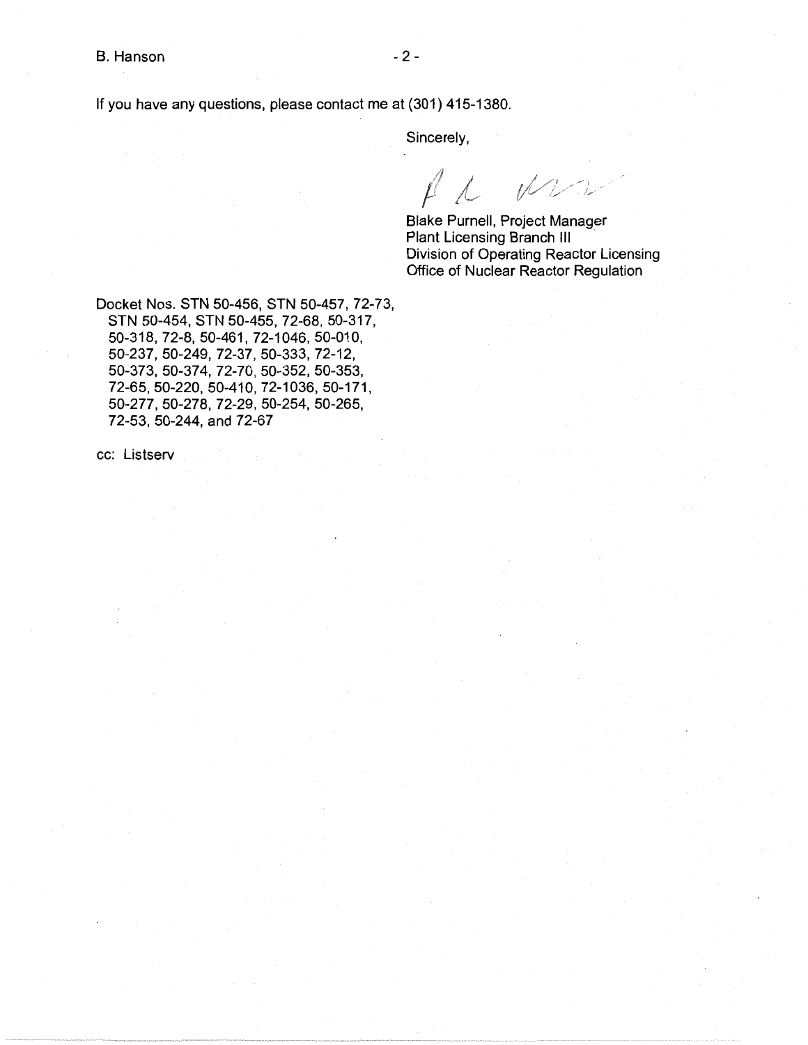If you have any questions, please contact me at (301) 415-1380.

Sincerely,

Blake Purnell, Project Manager
Plant Licensing Branch III
Division of Operating Reactor Licensing
Office of Nuclear Reactor Regulation

Docket Nos. STN 50-456, STN 50-457, 72-73, STN 50-454, STN 50-455, 72-68, 50-317, 50-318, 72-8, 50-461, 72-1046, 50-010, 50-237, 50-249, 72-37, 50-333, 72-12, 50-373, 50-374, 72-70, 50-352, 50-353, 72-65, 50-220, 50-410, 72-1036, 50-171, 50-277, 50-278, 72-29, 50-254, 50-265, 72-53, 50-244, and 72-67

cc: Listserv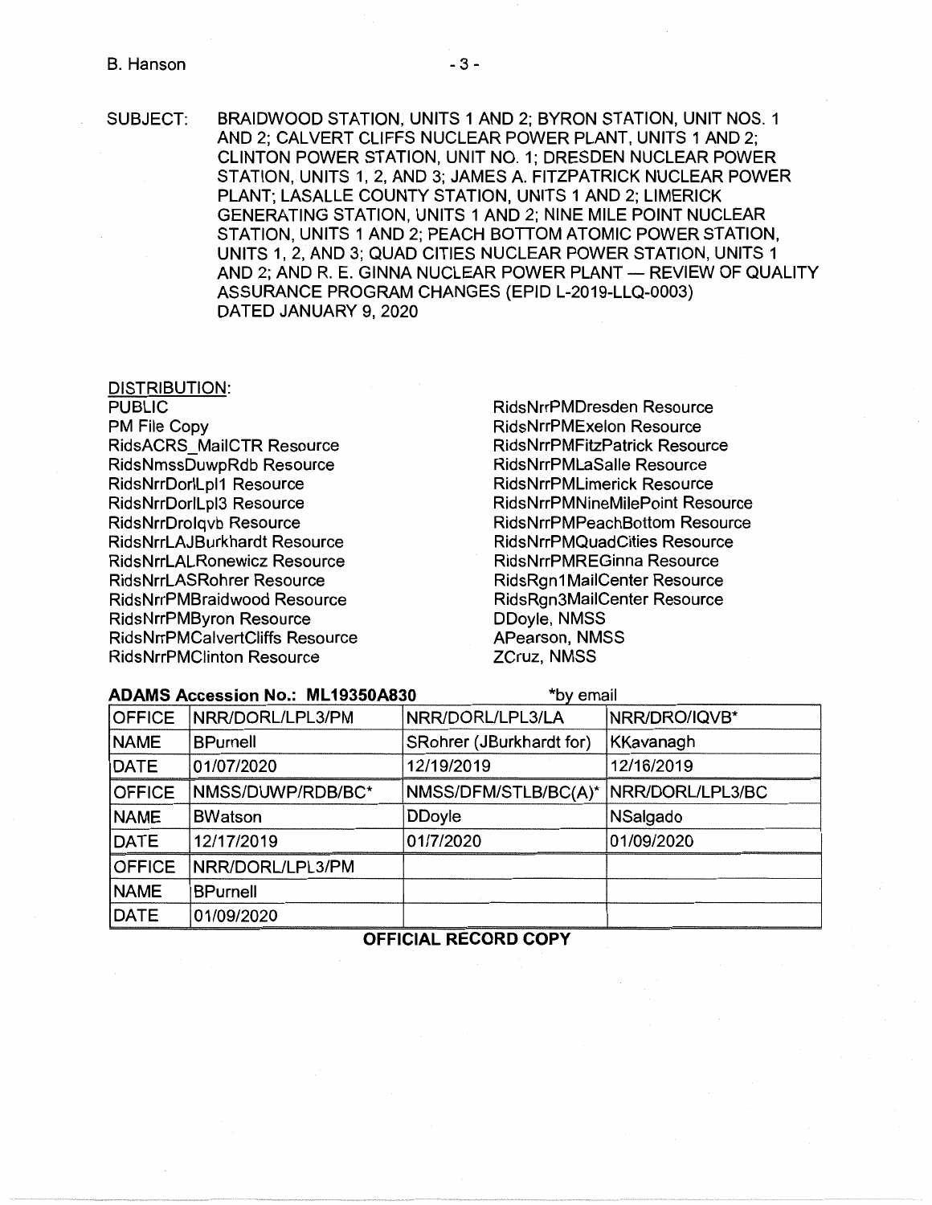SUBJECT: BRAIDWOOD STATION, UNITS 1 AND 2; BYRON STATION, UNIT NOS. 1 AND 2; CALVERT CLIFFS NUCLEAR POWER PLANT, UNITS 1 AND 2; CLINTON POWER STATION, UNIT NO. 1; DRESDEN NUCLEAR POWER STATION, UNITS 1, 2, AND 3; JAMES A. FITZPATRICK NUCLEAR POWER PLANT; LASALLE COUNTY STATION, UNITS 1 AND 2; LIMERICK GENERATING STATION, UNITS 1 AND 2; NINE MILE POINT NUCLEAR STATION, UNITS 1 AND 2; PEACH BOTTOM ATOMIC POWER STATION, UNITS 1, 2, AND 3; QUAD CITIES NUCLEAR POWER STATION, UNITS 1 AND 2; AND R. E. GINNA NUCLEAR POWER PLANT — REVIEW OF QUALITY ASSURANCE PROGRAM CHANGES (EPID L-2019-LLQ-0003) DATED JANUARY 9, 2020

DISTRIBUTION:
PUBLIC
PM File Copy
RidsACRS_MailCTR Resource
RidsNmssDuwpRdb Resource
RidsNrrDorlLpl1 Resource
RidsNrrDorlLpl3 Resource
RidsNrrDroIqvb Resource
RidsNrrLAJBurkhardt Resource
RidsNrrLALRonewicz Resource
RidsNrrLASRohrer Resource
RidsNrrPMBraidwood Resource
RidsNrrPMByron Resource
RidsNrrPMCalvertCliffs Resource
RidsNrrPMClinton Resource
RidsNrrPMDresden Resource
RidsNrrPMExelon Resource
RidsNrrPMFitzPatrick Resource
RidsNrrPMLaSalle Resource
RidsNrrPMLimerick Resource
RidsNrrPMNineMilePoint Resource
RidsNrrPMPeachBottom Resource
RidsNrrPMQuadCities Resource
RidsNrrPMREGinna Resource
RidsRgn1MailCenter Resource
RidsRgn3MailCenter Resource
DDoyle, NMSS
APearson, NMSS
ZCruz, NMSS

**ADAMS Accession No.: ML19350A830** *by email

| OFFICE | NRR/DORL/LPL3/PM | NRR/DORL/LPL3/LA | NRR/DRO/IQVB* |
|---|---|---|---|
| NAME | BPurnell | SRohrer (JBurkhardt for) | KKavanagh |
| DATE | 01/07/2020 | 12/19/2019 | 12/16/2019 |
| OFFICE | NMSS/DUWP/RDB/BC* | NMSS/DFM/STLB/BC(A)* | NRR/DORL/LPL3/BC |
| NAME | BWatson | DDoyle | NSalgado |
| DATE | 12/17/2019 | 01/7/2020 | 01/09/2020 |
| OFFICE | NRR/DORL/LPL3/PM | | |
| NAME | BPurnell | | |
| DATE | 01/09/2020 | | |

**OFFICIAL RECORD COPY**